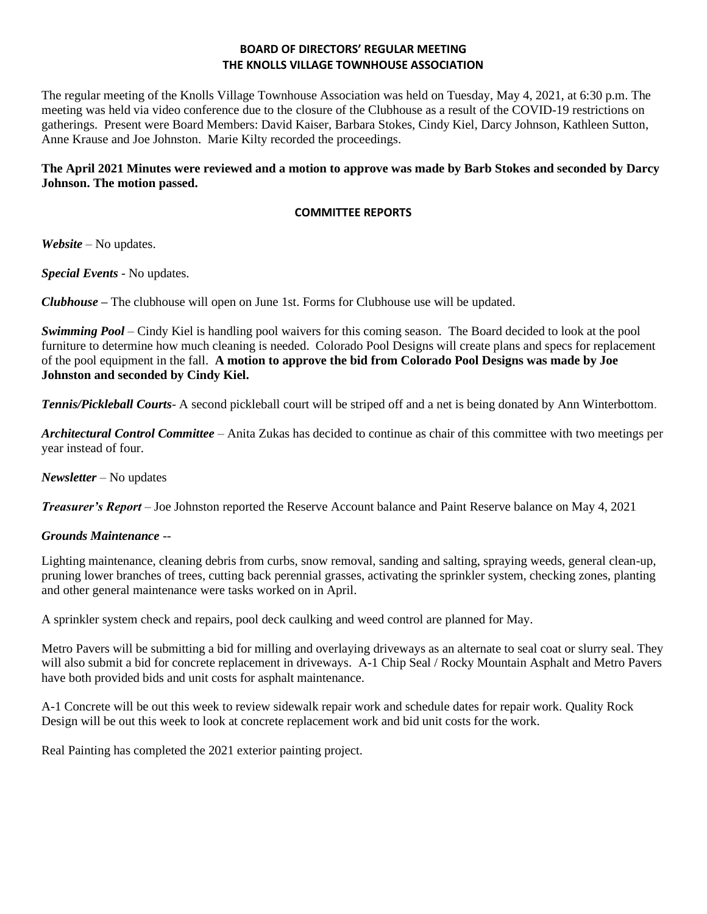# BOARD OF DIRECTORS' REGULAR MEETING
# THE KNOLLS VILLAGE TOWNHOUSE ASSOCIATION

The regular meeting of the Knolls Village Townhouse Association was held on Tuesday, May 4, 2021, at 6:30 p.m. The meeting was held via video conference due to the closure of the Clubhouse as a result of the COVID-19 restrictions on gatherings. Present were Board Members: David Kaiser, Barbara Stokes, Cindy Kiel, Darcy Johnson, Kathleen Sutton, Anne Krause and Joe Johnston. Marie Kilty recorded the proceedings.

**The April 2021 Minutes were reviewed and a motion to approve was made by Barb Stokes and seconded by Darcy Johnson. The motion passed.**

## COMMITTEE REPORTS

***Website*** – No updates.

***Special Events*** - No updates.

***Clubhouse*** **–** The clubhouse will open on June 1st. Forms for Clubhouse use will be updated.

***Swimming Pool*** – Cindy Kiel is handling pool waivers for this coming season. The Board decided to look at the pool furniture to determine how much cleaning is needed. Colorado Pool Designs will create plans and specs for replacement of the pool equipment in the fall. **A motion to approve the bid from Colorado Pool Designs was made by Joe Johnston and seconded by Cindy Kiel.**

***Tennis/Pickleball Courts***- A second pickleball court will be striped off and a net is being donated by Ann Winterbottom.

***Architectural Control Committee*** – Anita Zukas has decided to continue as chair of this committee with two meetings per year instead of four.

***Newsletter*** – No updates

***Treasurer's Report*** – Joe Johnston reported the Reserve Account balance and Paint Reserve balance on May 4, 2021

***Grounds Maintenance*** --

Lighting maintenance, cleaning debris from curbs, snow removal, sanding and salting, spraying weeds, general clean-up, pruning lower branches of trees, cutting back perennial grasses, activating the sprinkler system, checking zones, planting and other general maintenance were tasks worked on in April.

A sprinkler system check and repairs, pool deck caulking and weed control are planned for May.

Metro Pavers will be submitting a bid for milling and overlaying driveways as an alternate to seal coat or slurry seal. They will also submit a bid for concrete replacement in driveways. A-1 Chip Seal / Rocky Mountain Asphalt and Metro Pavers have both provided bids and unit costs for asphalt maintenance.

A-1 Concrete will be out this week to review sidewalk repair work and schedule dates for repair work. Quality Rock Design will be out this week to look at concrete replacement work and bid unit costs for the work.

Real Painting has completed the 2021 exterior painting project.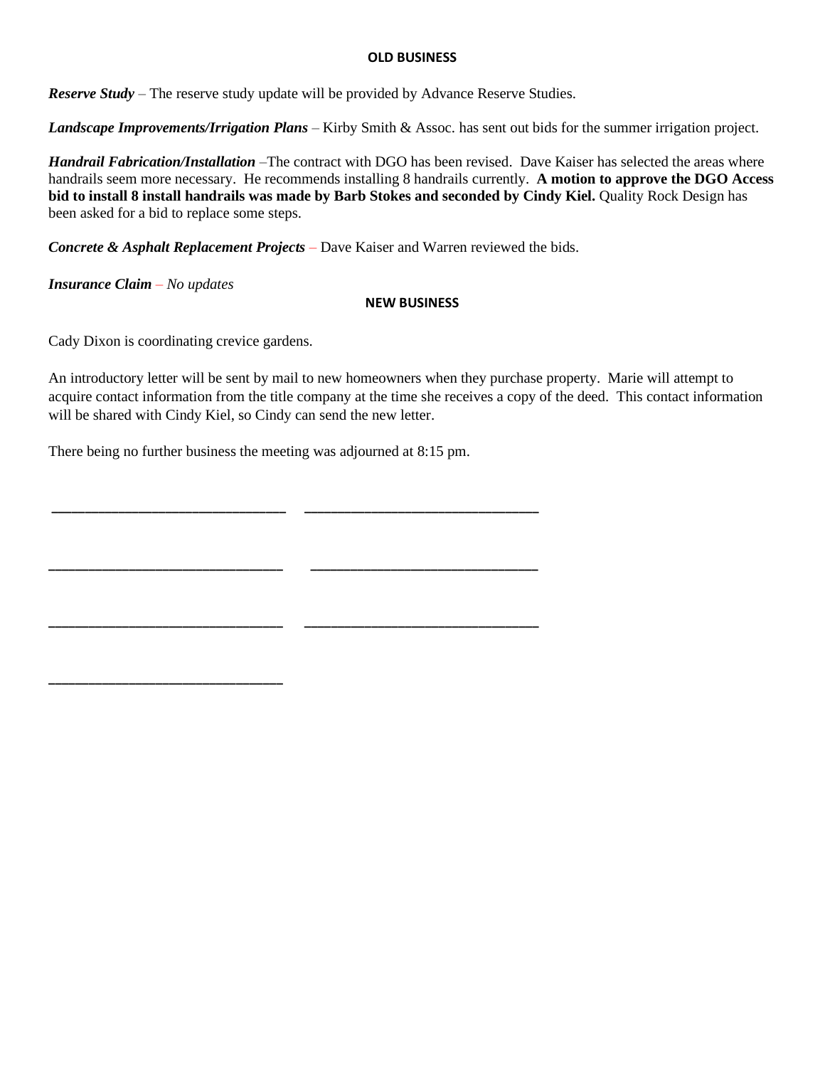**OLD BUSINESS**

***Reserve Study*** – The reserve study update will be provided by Advance Reserve Studies.

***Landscape Improvements/Irrigation Plans*** – Kirby Smith & Assoc. has sent out bids for the summer irrigation project.

***Handrail Fabrication/Installation*** –The contract with DGO has been revised. Dave Kaiser has selected the areas where handrails seem more necessary. He recommends installing 8 handrails currently. **A motion to approve the DGO Access bid to install 8 install handrails was made by Barb Stokes and seconded by Cindy Kiel.** Quality Rock Design has been asked for a bid to replace some steps.

***Concrete & Asphalt Replacement Projects*** – Dave Kaiser and Warren reviewed the bids.

***Insurance Claim*** – *No updates*

**NEW BUSINESS**

Cady Dixon is coordinating crevice gardens.

An introductory letter will be sent by mail to new homeowners when they purchase property. Marie will attempt to acquire contact information from the title company at the time she receives a copy of the deed. This contact information will be shared with Cindy Kiel, so Cindy can send the new letter.

There being no further business the meeting was adjourned at 8:15 pm.

______________________________ ______________________________

______________________________ ______________________________

______________________________ ______________________________

______________________________